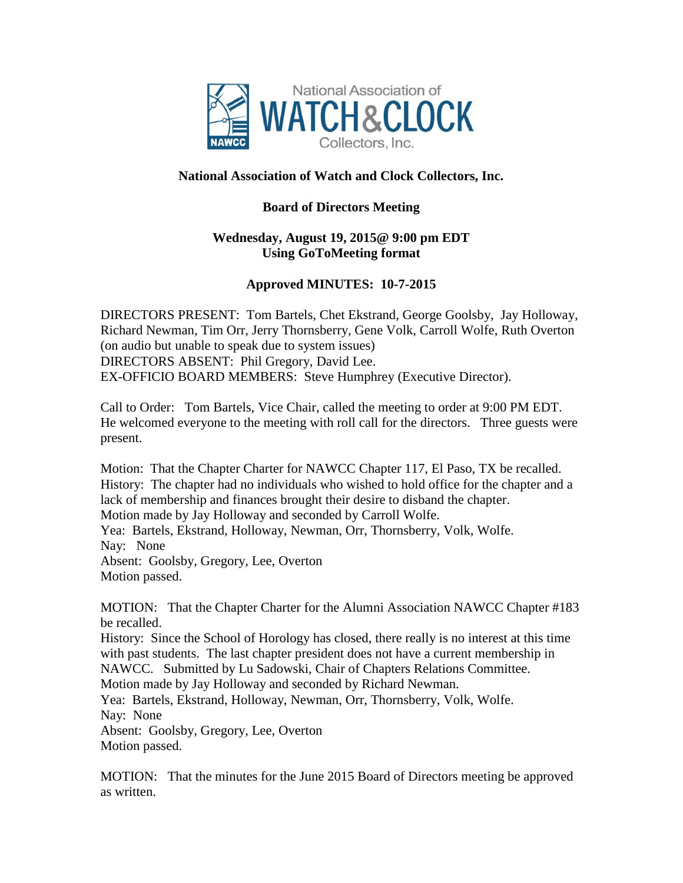National Association of WATCH&CLOCK Collectors, Inc.

**National Association of Watch and Clock Collectors, Inc.**

**Board of Directors Meeting**

**Wednesday, August 19, 2015@ 9:00 pm EDT**
**Using GoToMeeting format**

**Approved MINUTES: 10-7-2015**

DIRECTORS PRESENT: Tom Bartels, Chet Ekstrand, George Goolsby, Jay Holloway, Richard Newman, Tim Orr, Jerry Thornsberry, Gene Volk, Carroll Wolfe, Ruth Overton (on audio but unable to speak due to system issues)
DIRECTORS ABSENT: Phil Gregory, David Lee.
EX-OFFICIO BOARD MEMBERS: Steve Humphrey (Executive Director).

Call to Order: Tom Bartels, Vice Chair, called the meeting to order at 9:00 PM EDT. He welcomed everyone to the meeting with roll call for the directors. Three guests were present.

Motion: That the Chapter Charter for NAWCC Chapter 117, El Paso, TX be recalled.
History: The chapter had no individuals who wished to hold office for the chapter and a lack of membership and finances brought their desire to disband the chapter.
Motion made by Jay Holloway and seconded by Carroll Wolfe.
Yea: Bartels, Ekstrand, Holloway, Newman, Orr, Thornsberry, Volk, Wolfe.
Nay: None
Absent: Goolsby, Gregory, Lee, Overton
Motion passed.

MOTION: That the Chapter Charter for the Alumni Association NAWCC Chapter #183 be recalled.
History: Since the School of Horology has closed, there really is no interest at this time with past students. The last chapter president does not have a current membership in NAWCC. Submitted by Lu Sadowski, Chair of Chapters Relations Committee.
Motion made by Jay Holloway and seconded by Richard Newman.
Yea: Bartels, Ekstrand, Holloway, Newman, Orr, Thornsberry, Volk, Wolfe.
Nay: None
Absent: Goolsby, Gregory, Lee, Overton
Motion passed.

MOTION: That the minutes for the June 2015 Board of Directors meeting be approved as written.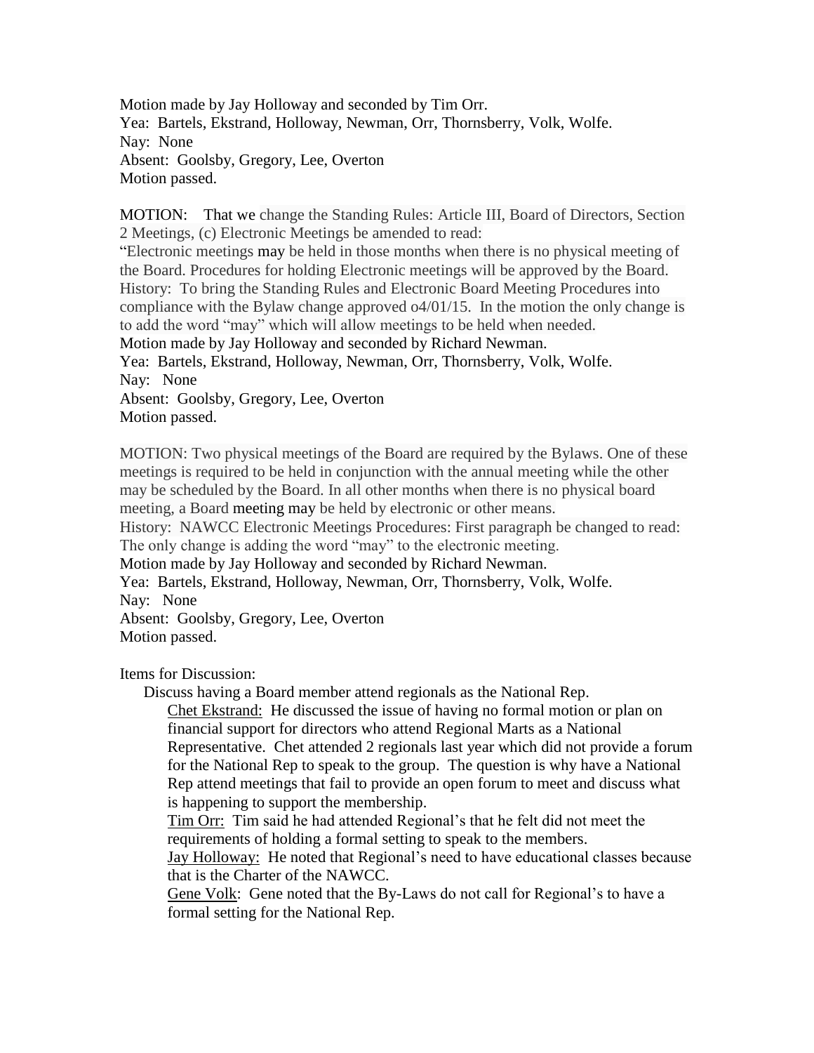Motion made by Jay Holloway and seconded by Tim Orr.
Yea: Bartels, Ekstrand, Holloway, Newman, Orr, Thornsberry, Volk, Wolfe.
Nay: None
Absent: Goolsby, Gregory, Lee, Overton
Motion passed.

MOTION: That we change the Standing Rules: Article III, Board of Directors, Section 2 Meetings, (c) Electronic Meetings be amended to read:
"Electronic meetings may be held in those months when there is no physical meeting of the Board. Procedures for holding Electronic meetings will be approved by the Board.
History: To bring the Standing Rules and Electronic Board Meeting Procedures into compliance with the Bylaw change approved o4/01/15. In the motion the only change is to add the word "may" which will allow meetings to be held when needed.
Motion made by Jay Holloway and seconded by Richard Newman.
Yea: Bartels, Ekstrand, Holloway, Newman, Orr, Thornsberry, Volk, Wolfe.
Nay: None
Absent: Goolsby, Gregory, Lee, Overton
Motion passed.

MOTION: Two physical meetings of the Board are required by the Bylaws. One of these meetings is required to be held in conjunction with the annual meeting while the other may be scheduled by the Board. In all other months when there is no physical board meeting, a Board meeting may be held by electronic or other means.
History: NAWCC Electronic Meetings Procedures: First paragraph be changed to read: The only change is adding the word "may" to the electronic meeting.
Motion made by Jay Holloway and seconded by Richard Newman.
Yea: Bartels, Ekstrand, Holloway, Newman, Orr, Thornsberry, Volk, Wolfe.
Nay: None
Absent: Goolsby, Gregory, Lee, Overton
Motion passed.

Items for Discussion:

Discuss having a Board member attend regionals as the National Rep.

Chet Ekstrand: He discussed the issue of having no formal motion or plan on financial support for directors who attend Regional Marts as a National Representative. Chet attended 2 regionals last year which did not provide a forum for the National Rep to speak to the group. The question is why have a National Rep attend meetings that fail to provide an open forum to meet and discuss what is happening to support the membership.

Tim Orr: Tim said he had attended Regional's that he felt did not meet the requirements of holding a formal setting to speak to the members.

Jay Holloway: He noted that Regional's need to have educational classes because that is the Charter of the NAWCC.

Gene Volk: Gene noted that the By-Laws do not call for Regional's to have a formal setting for the National Rep.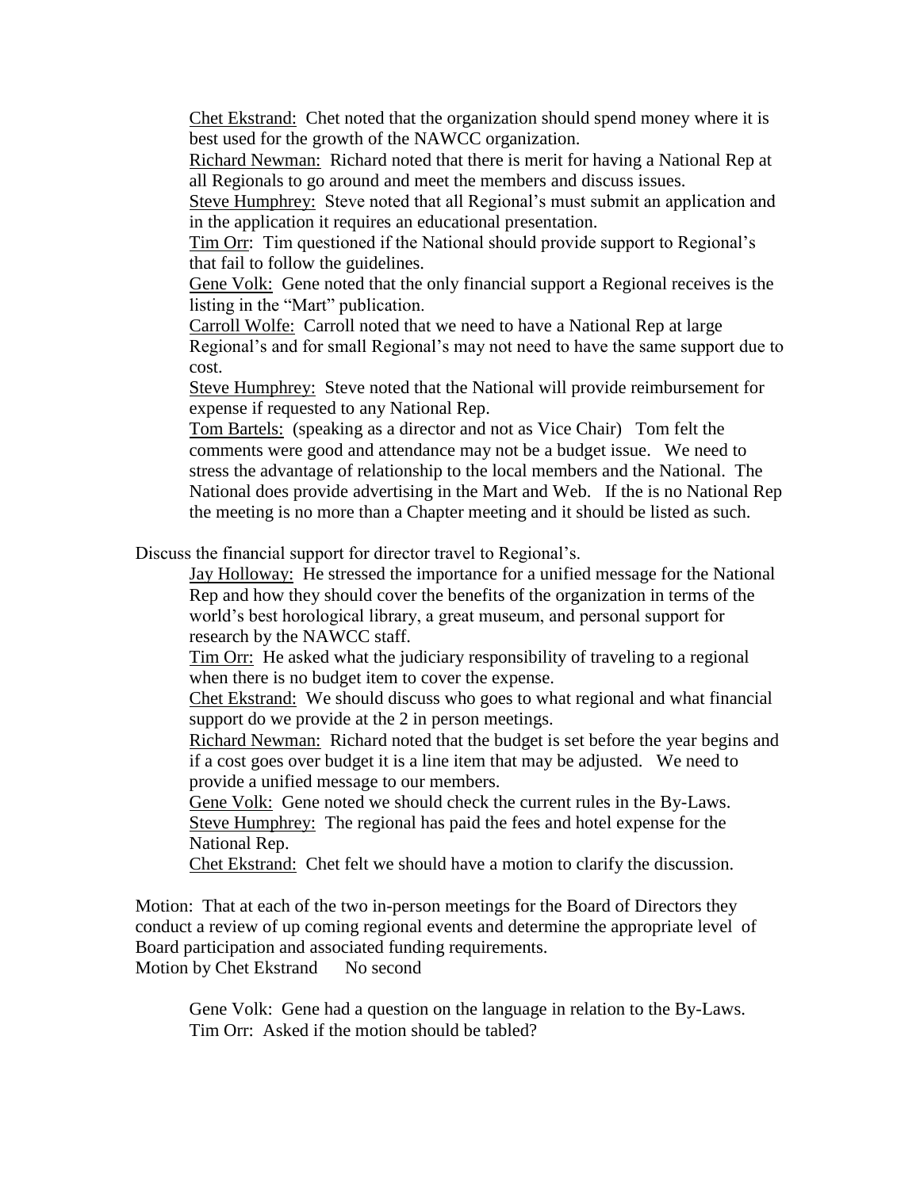<u>Chet Ekstrand:</u> Chet noted that the organization should spend money where it is best used for the growth of the NAWCC organization.

<u>Richard Newman:</u> Richard noted that there is merit for having a National Rep at all Regionals to go around and meet the members and discuss issues.

<u>Steve Humphrey:</u> Steve noted that all Regional's must submit an application and in the application it requires an educational presentation.

<u>Tim Orr</u>: Tim questioned if the National should provide support to Regional's that fail to follow the guidelines.

<u>Gene Volk:</u> Gene noted that the only financial support a Regional receives is the listing in the "Mart" publication.

<u>Carroll Wolfe:</u> Carroll noted that we need to have a National Rep at large Regional's and for small Regional's may not need to have the same support due to cost.

<u>Steve Humphrey:</u> Steve noted that the National will provide reimbursement for expense if requested to any National Rep.

<u>Tom Bartels:</u> (speaking as a director and not as Vice Chair) Tom felt the comments were good and attendance may not be a budget issue. We need to stress the advantage of relationship to the local members and the National. The National does provide advertising in the Mart and Web. If the is no National Rep the meeting is no more than a Chapter meeting and it should be listed as such.

Discuss the financial support for director travel to Regional's.

<u>Jay Holloway:</u> He stressed the importance for a unified message for the National Rep and how they should cover the benefits of the organization in terms of the world's best horological library, a great museum, and personal support for research by the NAWCC staff.

<u>Tim Orr:</u> He asked what the judiciary responsibility of traveling to a regional when there is no budget item to cover the expense.

<u>Chet Ekstrand:</u> We should discuss who goes to what regional and what financial support do we provide at the 2 in person meetings.

<u>Richard Newman:</u> Richard noted that the budget is set before the year begins and if a cost goes over budget it is a line item that may be adjusted. We need to provide a unified message to our members.

<u>Gene Volk:</u> Gene noted we should check the current rules in the By-Laws.

<u>Steve Humphrey:</u> The regional has paid the fees and hotel expense for the National Rep.

<u>Chet Ekstrand:</u> Chet felt we should have a motion to clarify the discussion.

Motion: That at each of the two in-person meetings for the Board of Directors they conduct a review of up coming regional events and determine the appropriate level of Board participation and associated funding requirements.
Motion by Chet Ekstrand No second

Gene Volk: Gene had a question on the language in relation to the By-Laws.
Tim Orr: Asked if the motion should be tabled?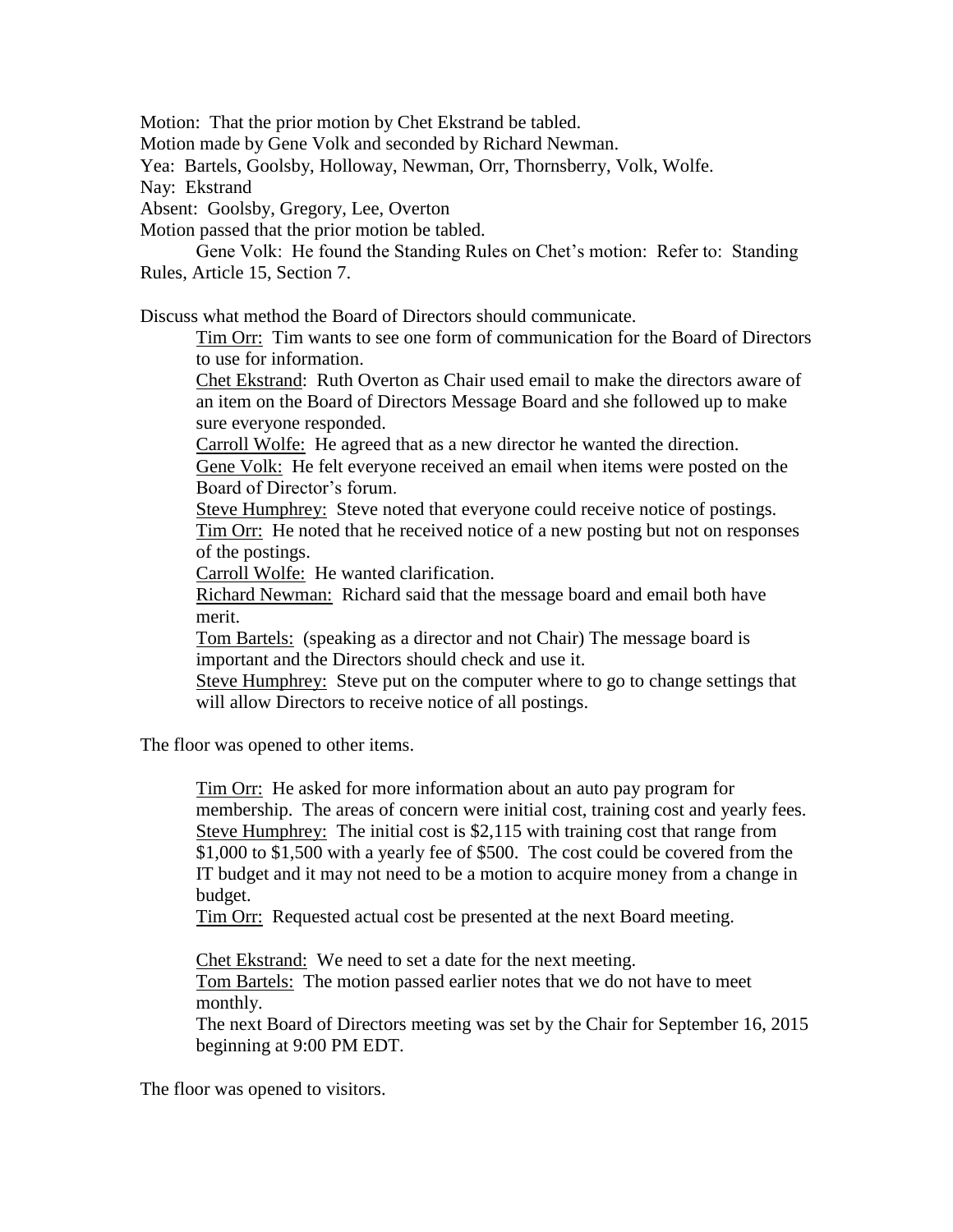Motion: That the prior motion by Chet Ekstrand be tabled.
Motion made by Gene Volk and seconded by Richard Newman.
Yea: Bartels, Goolsby, Holloway, Newman, Orr, Thornsberry, Volk, Wolfe.
Nay: Ekstrand
Absent: Goolsby, Gregory, Lee, Overton
Motion passed that the prior motion be tabled.

Gene Volk: He found the Standing Rules on Chet's motion: Refer to: Standing Rules, Article 15, Section 7.

Discuss what method the Board of Directors should communicate.

> Tim Orr: Tim wants to see one form of communication for the Board of Directors to use for information.
> Chet Ekstrand: Ruth Overton as Chair used email to make the directors aware of an item on the Board of Directors Message Board and she followed up to make sure everyone responded.
> Carroll Wolfe: He agreed that as a new director he wanted the direction.
> Gene Volk: He felt everyone received an email when items were posted on the Board of Director's forum.
> Steve Humphrey: Steve noted that everyone could receive notice of postings.
> Tim Orr: He noted that he received notice of a new posting but not on responses of the postings.
> Carroll Wolfe: He wanted clarification.
> Richard Newman: Richard said that the message board and email both have merit.
> Tom Bartels: (speaking as a director and not Chair) The message board is important and the Directors should check and use it.
> Steve Humphrey: Steve put on the computer where to go to change settings that will allow Directors to receive notice of all postings.

The floor was opened to other items.

> Tim Orr: He asked for more information about an auto pay program for membership. The areas of concern were initial cost, training cost and yearly fees.
> Steve Humphrey: The initial cost is $2,115 with training cost that range from $1,000 to $1,500 with a yearly fee of $500. The cost could be covered from the IT budget and it may not need to be a motion to acquire money from a change in budget.
> Tim Orr: Requested actual cost be presented at the next Board meeting.
>
> Chet Ekstrand: We need to set a date for the next meeting.
> Tom Bartels: The motion passed earlier notes that we do not have to meet monthly.
> The next Board of Directors meeting was set by the Chair for September 16, 2015 beginning at 9:00 PM EDT.

The floor was opened to visitors.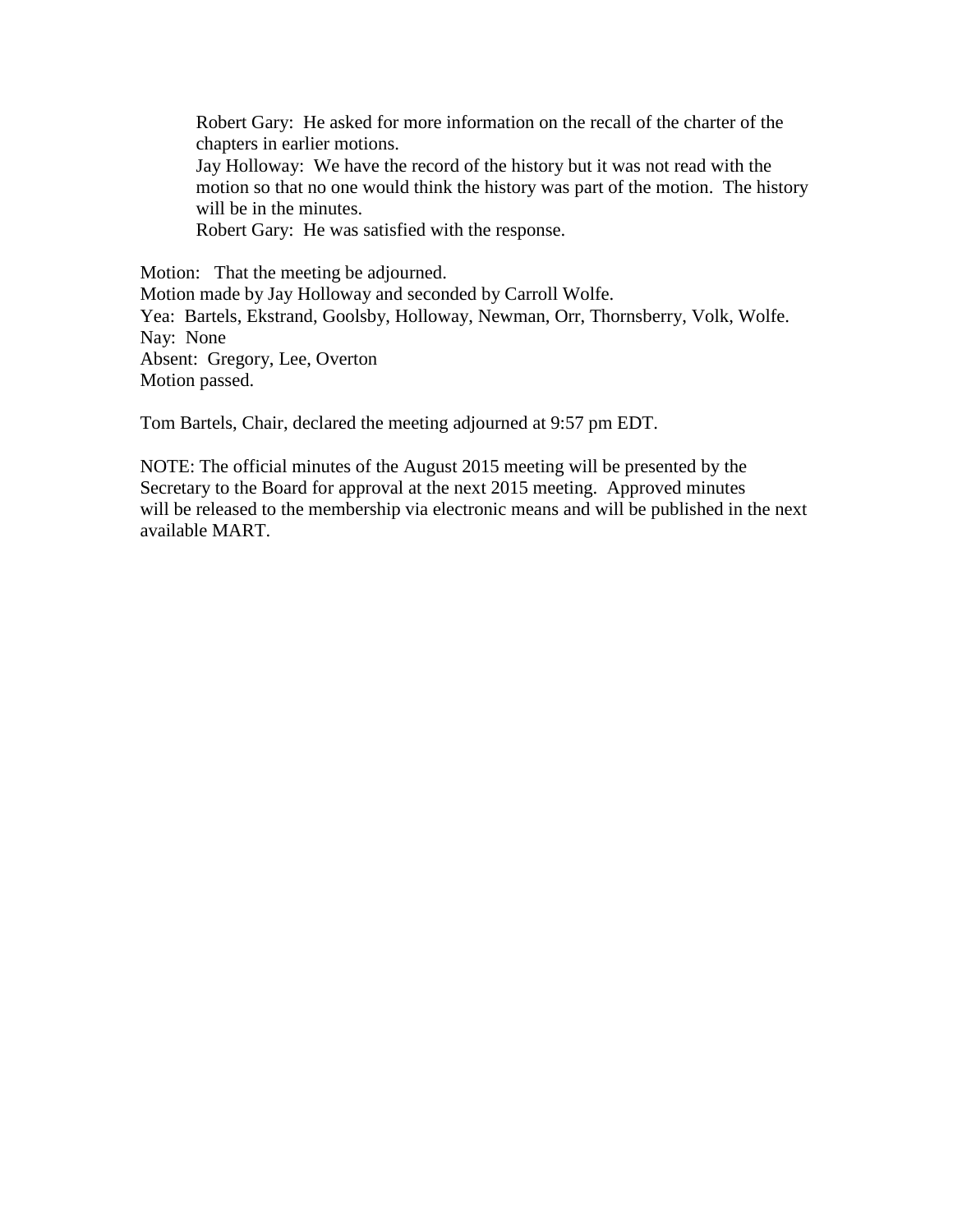Robert Gary: He asked for more information on the recall of the charter of the chapters in earlier motions.
Jay Holloway: We have the record of the history but it was not read with the motion so that no one would think the history was part of the motion. The history will be in the minutes.
Robert Gary: He was satisfied with the response.

Motion: That the meeting be adjourned.
Motion made by Jay Holloway and seconded by Carroll Wolfe.
Yea: Bartels, Ekstrand, Goolsby, Holloway, Newman, Orr, Thornsberry, Volk, Wolfe.
Nay: None
Absent: Gregory, Lee, Overton
Motion passed.

Tom Bartels, Chair, declared the meeting adjourned at 9:57 pm EDT.

NOTE: The official minutes of the August 2015 meeting will be presented by the Secretary to the Board for approval at the next 2015 meeting. Approved minutes will be released to the membership via electronic means and will be published in the next available MART.